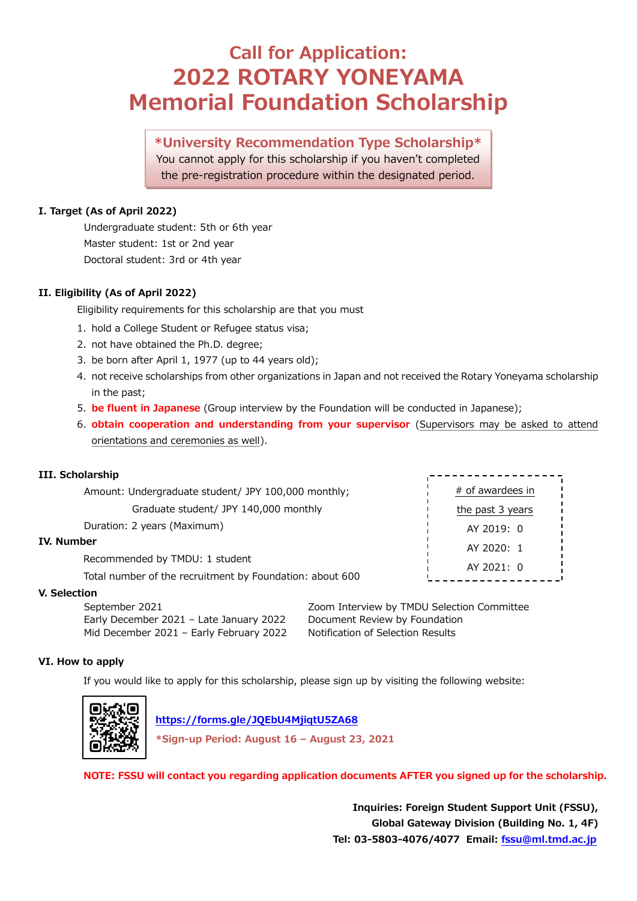# Call for Application:
# 2022 ROTARY YONEYAMA Memorial Foundation Scholarship

**\*University Recommendation Type Scholarship\***
You cannot apply for this scholarship if you haven't completed the pre-registration procedure within the designated period.

### I. Target (As of April 2022)

Undergraduate student: 5th or 6th year
Master student: 1st or 2nd year
Doctoral student: 3rd or 4th year

### II. Eligibility (As of April 2022)

Eligibility requirements for this scholarship are that you must

1. hold a College Student or Refugee status visa;
2. not have obtained the Ph.D. degree;
3. be born after April 1, 1977 (up to 44 years old);
4. not receive scholarships from other organizations in Japan and not received the Rotary Yoneyama scholarship in the past;
5. **be fluent in Japanese** (Group interview by the Foundation will be conducted in Japanese);
6. **obtain cooperation and understanding from your supervisor** (Supervisors may be asked to attend orientations and ceremonies as well).

### III. Scholarship

Amount: Undergraduate student/ JPY 100,000 monthly;
Graduate student/ JPY 140,000 monthly
Duration: 2 years (Maximum)

### IV. Number

Recommended by TMDU: 1 student
Total number of the recruitment by Foundation: about 600

| # of awardees in the past 3 years | |
|---|---|
| AY 2019: | 0 |
| AY 2020: | 1 |
| AY 2021: | 0 |

### V. Selection

| | |
|---|---|
| September 2021 | Zoom Interview by TMDU Selection Committee |
| Early December 2021 – Late January 2022 | Document Review by Foundation |
| Mid December 2021 – Early February 2022 | Notification of Selection Results |

### VI. How to apply

If you would like to apply for this scholarship, please sign up by visiting the following website:

https://forms.gle/JQEbU4MjiqtU5ZA68

**\*Sign-up Period: August 16 – August 23, 2021**

**NOTE: FSSU will contact you regarding application documents AFTER you signed up for the scholarship.**

**Inquiries: Foreign Student Support Unit (FSSU),**
**Global Gateway Division (Building No. 1, 4F)**
**Tel: 03-5803-4076/4077 Email: fssu@ml.tmd.ac.jp**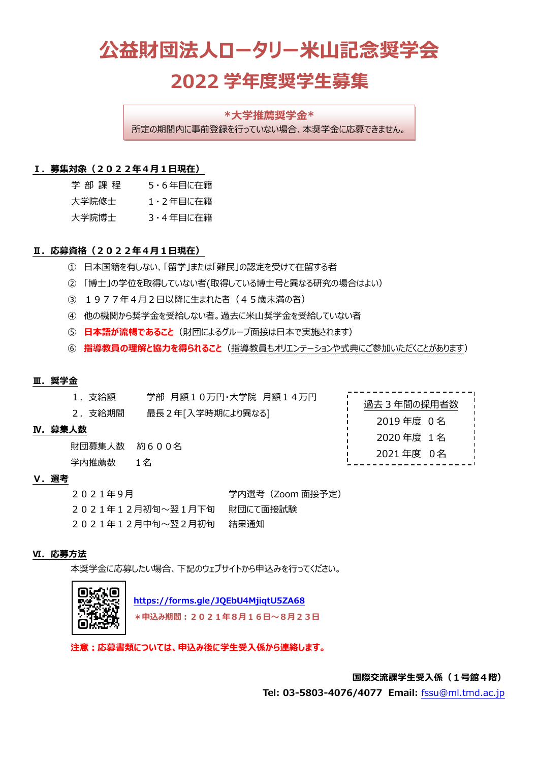# 公益財団法人ロータリー米山記念奨学会
# 2022 学年度奨学生募集

**＊大学推薦奨学金＊**
所定の期間内に事前登録を行っていない場合、本奨学金に応募できません。

## Ⅰ．募集対象（２０２２年４月１日現在）

| | |
|---|---|
| 学 部 課 程 | 5・6 年目に在籍 |
| 大学院修士 | 1・2 年目に在籍 |
| 大学院博士 | 3・4 年目に在籍 |

## Ⅱ．応募資格（２０２２年４月１日現在）

① 日本国籍を有しない、「留学」または「難民」の認定を受けて在留する者
② 「博士」の学位を取得していない者(取得している博士号と異なる研究の場合はよい)
③ １９７７年４月２日以降に生まれた者（４５歳未満の者）
④ 他の機関から奨学金を受給しない者。過去に米山奨学金を受給していない者
⑤ **日本語が流暢であること**（財団によるグループ面接は日本で実施されます）
⑥ **指導教員の理解と協力を得られること**（指導教員もオリエンテーションや式典にご参加いただくことがあります）

## Ⅲ．奨学金

1．支給額　　学部　月額１０万円・大学院　月額１４万円
2．支給期間　　最長２年[入学時期により異なる]

過去３年間の採用者数
2019 年度　0 名
2020 年度　1 名
2021 年度　0 名

## Ⅳ．募集人数

財団募集人数　約６００名
学内推薦数　１名

## Ⅴ．選考

| | |
|---|---|
| ２０２１年９月 | 学内選考（Zoom 面接予定） |
| ２０２１年１２月初旬～翌１月下旬 | 財団にて面接試験 |
| ２０２１年１２月中旬～翌２月初旬 | 結果通知 |

## Ⅵ．応募方法

本奨学金に応募したい場合、下記のウェブサイトから申込みを行ってください。

**https://forms.gle/JQEbU4MjiqtU5ZA68**
**＊申込み期間：２０２１年８月１６日～８月２３日**

**注意：応募書類については、申込み後に学生受入係から連絡します。**

**国際交流課学生受入係（１号館４階）**
**Tel: 03-5803-4076/4077　Email:** fssu@ml.tmd.ac.jp